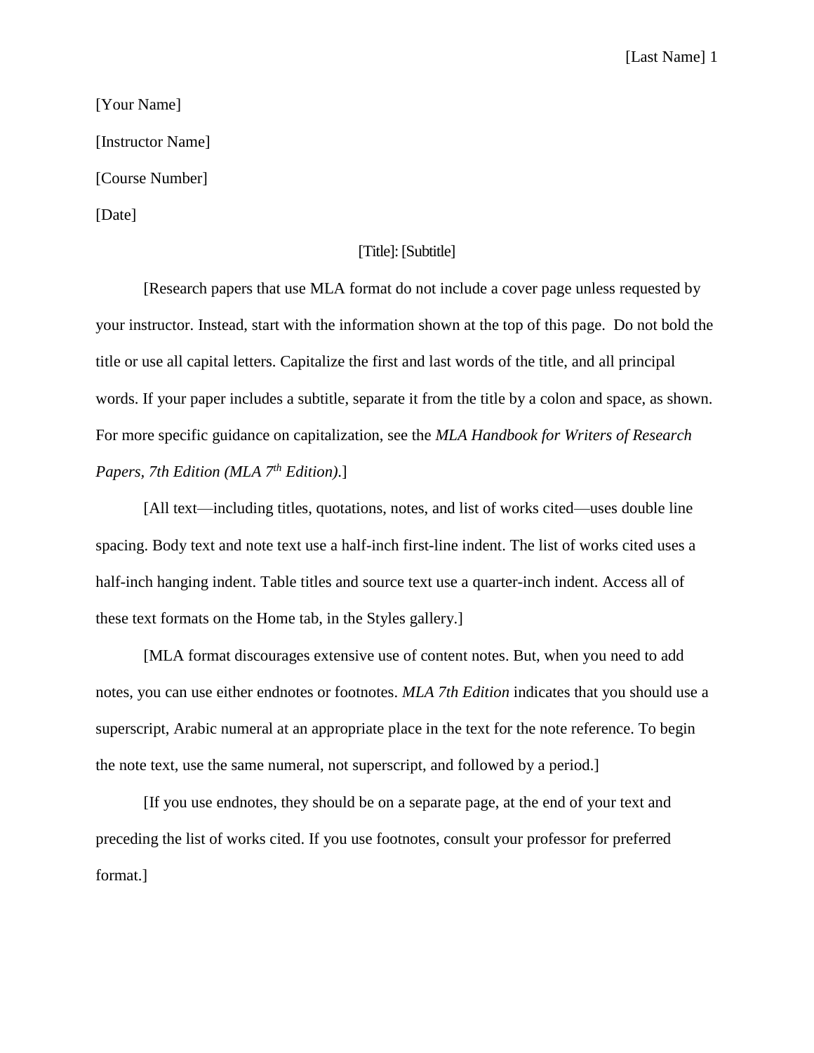[Your Name]

[Instructor Name]

[Course Number]

[Date]

[Title]: [Subtitle]

[Research papers that use MLA format do not include a cover page unless requested by your instructor. Instead, start with the information shown at the top of this page. Do not bold the title or use all capital letters. Capitalize the first and last words of the title, and all principal words. If your paper includes a subtitle, separate it from the title by a colon and space, as shown. For more specific guidance on capitalization, see the *MLA Handbook for Writers of Research Papers, 7th Edition (MLA 7th Edition).*]

[All text—including titles, quotations, notes, and list of works cited—uses double line spacing. Body text and note text use a half-inch first-line indent. The list of works cited uses a half-inch hanging indent. Table titles and source text use a quarter-inch indent. Access all of these text formats on the Home tab, in the Styles gallery.]

[MLA format discourages extensive use of content notes. But, when you need to add notes, you can use either endnotes or footnotes. *MLA 7th Edition* indicates that you should use a superscript, Arabic numeral at an appropriate place in the text for the note reference. To begin the note text, use the same numeral, not superscript, and followed by a period.]

[If you use endnotes, they should be on a separate page, at the end of your text and preceding the list of works cited. If you use footnotes, consult your professor for preferred format.]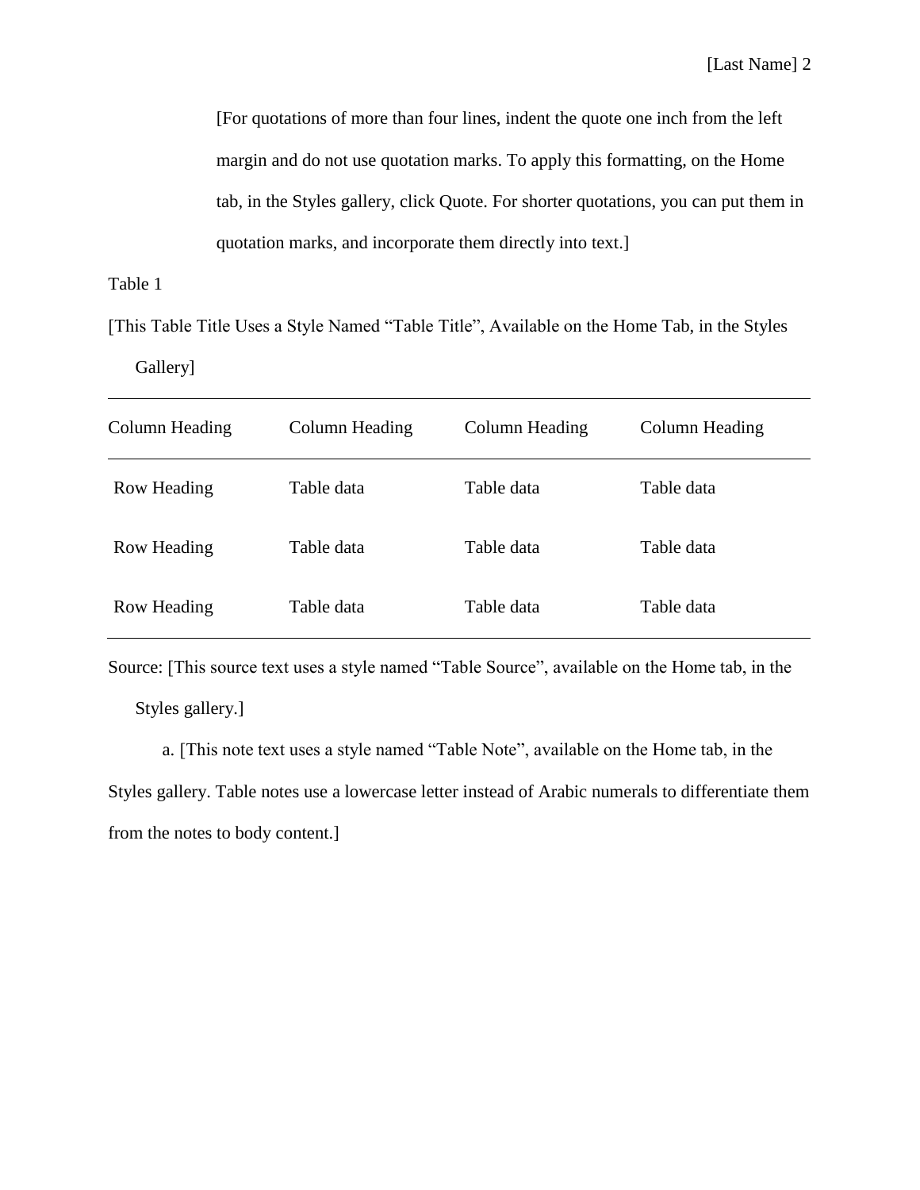> [For quotations of more than four lines, indent the quote one inch from the left margin and do not use quotation marks. To apply this formatting, on the Home tab, in the Styles gallery, click Quote. For shorter quotations, you can put them in quotation marks, and incorporate them directly into text.]

Table 1

[This Table Title Uses a Style Named "Table Title", Available on the Home Tab, in the Styles Gallery]

| Column Heading | Column Heading | Column Heading | Column Heading |
|---|---|---|---|
| Row Heading | Table data | Table data | Table data |
| Row Heading | Table data | Table data | Table data |
| Row Heading | Table data | Table data | Table data |

Source: [This source text uses a style named "Table Source", available on the Home tab, in the Styles gallery.]

a. [This note text uses a style named "Table Note", available on the Home tab, in the Styles gallery. Table notes use a lowercase letter instead of Arabic numerals to differentiate them from the notes to body content.]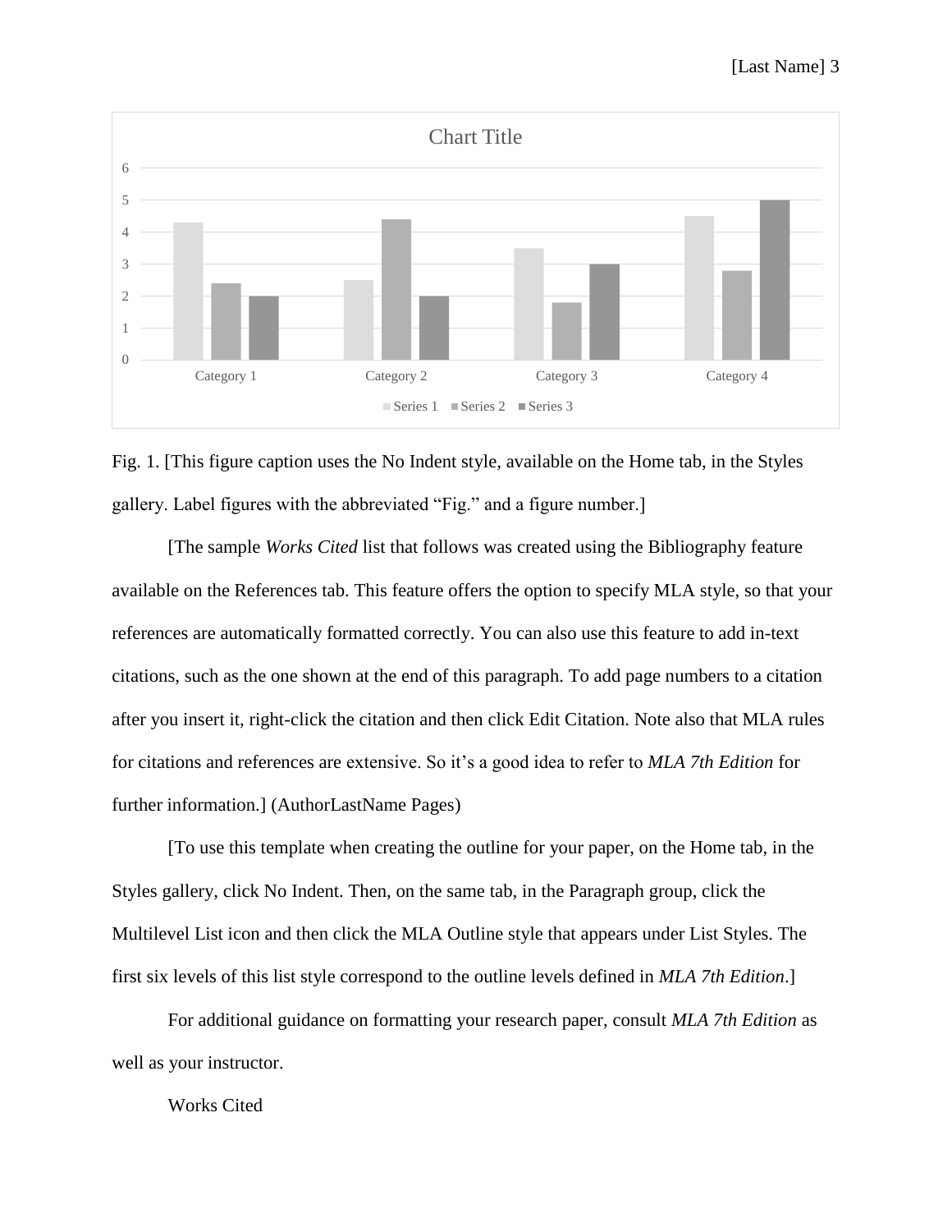Fig. 1. [This figure caption uses the No Indent style, available on the Home tab, in the Styles gallery. Label figures with the abbreviated “Fig.” and a figure number.]

[The sample *Works Cited* list that follows was created using the Bibliography feature available on the References tab. This feature offers the option to specify MLA style, so that your references are automatically formatted correctly. You can also use this feature to add in-text citations, such as the one shown at the end of this paragraph. To add page numbers to a citation after you insert it, right-click the citation and then click Edit Citation. Note also that MLA rules for citations and references are extensive. So it’s a good idea to refer to *MLA 7th Edition* for further information.] (AuthorLastName Pages)

[To use this template when creating the outline for your paper, on the Home tab, in the Styles gallery, click No Indent. Then, on the same tab, in the Paragraph group, click the Multilevel List icon and then click the MLA Outline style that appears under List Styles. The first six levels of this list style correspond to the outline levels defined in *MLA 7th Edition*.]

For additional guidance on formatting your research paper, consult *MLA 7th Edition* as well as your instructor.

Works Cited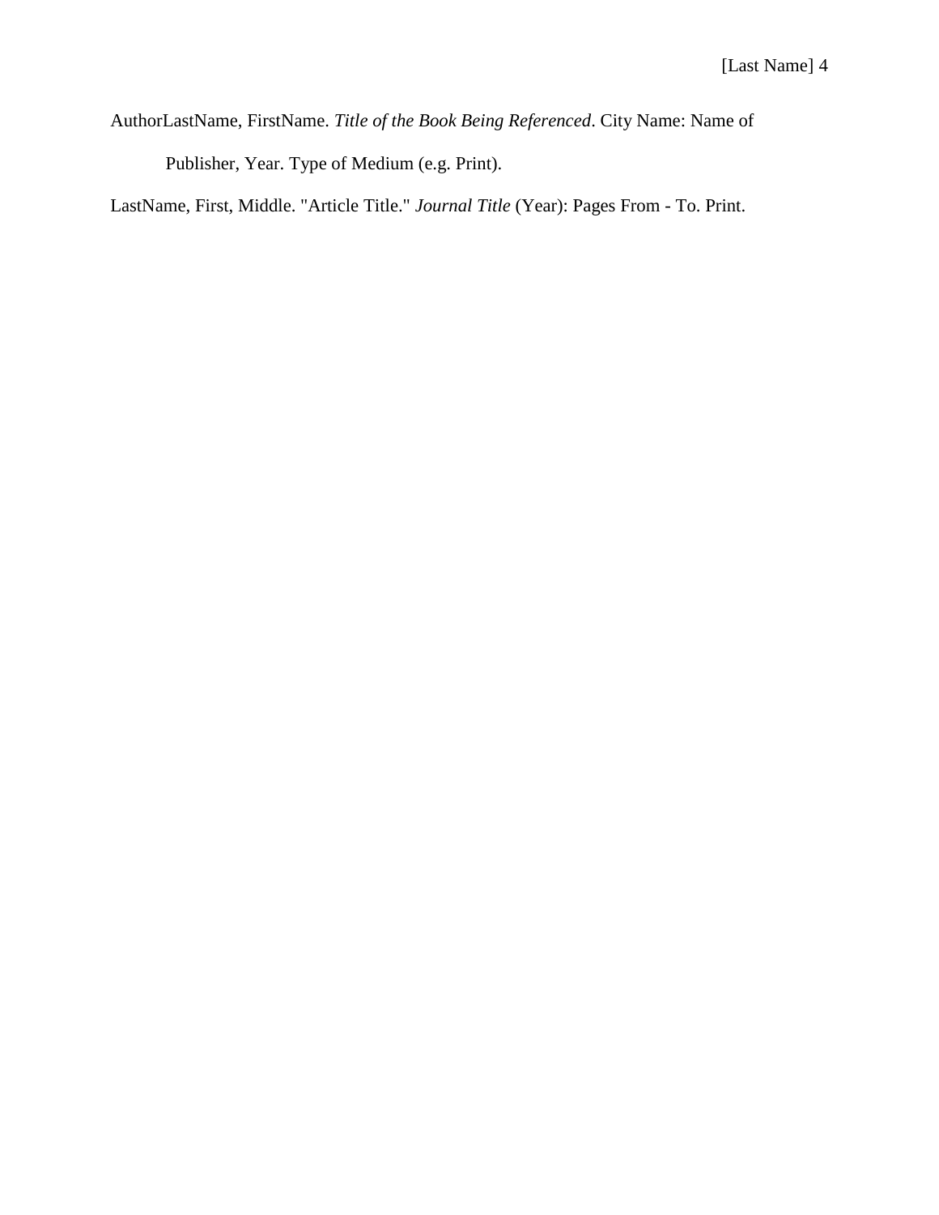AuthorLastName, FirstName. *Title of the Book Being Referenced*. City Name: Name of Publisher, Year. Type of Medium (e.g. Print).

LastName, First, Middle. "Article Title." *Journal Title* (Year): Pages From - To. Print.